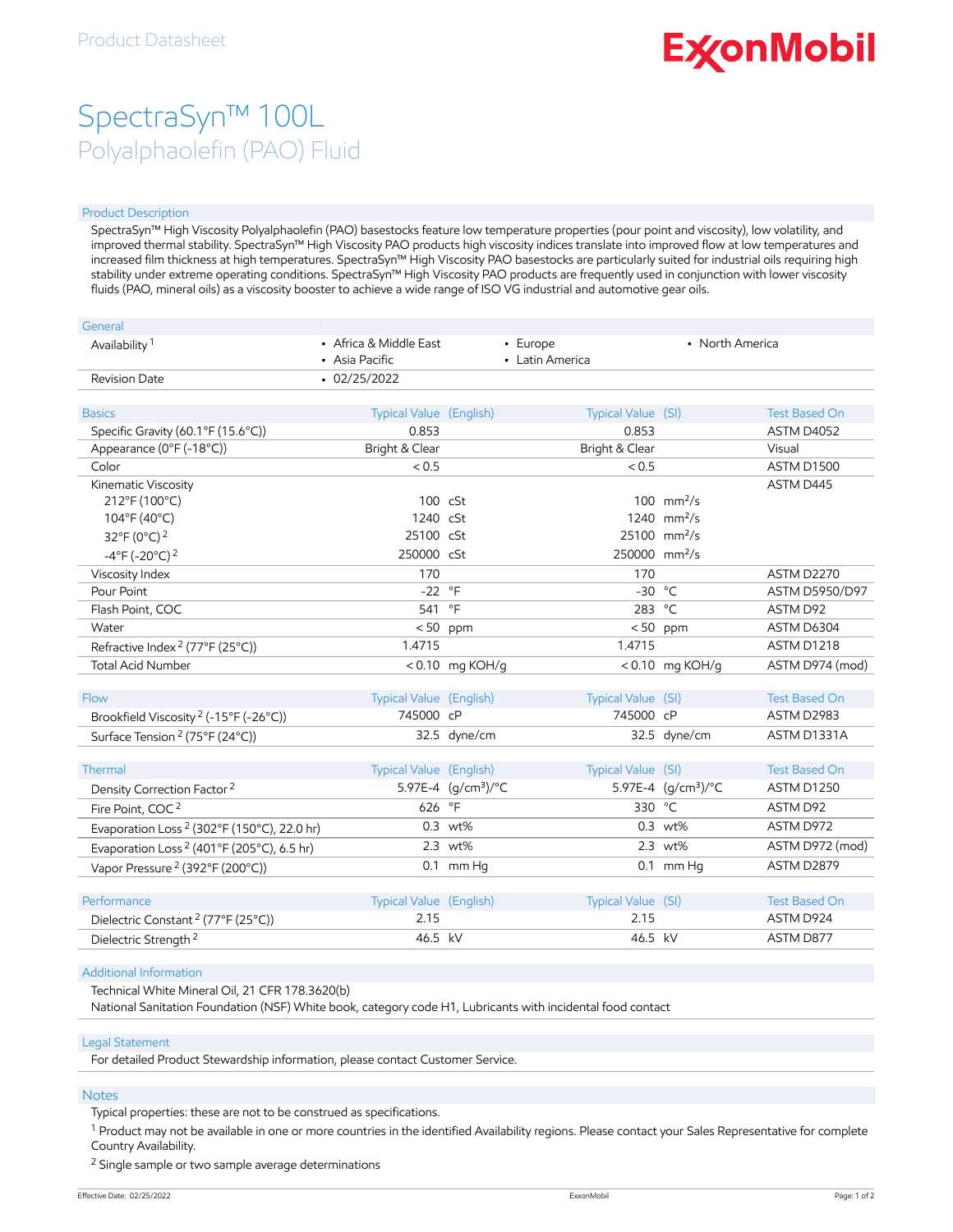Product Datasheet

# SpectraSyn™ 100L

## Polyalphaolefin (PAO) Fluid

### Product Description

SpectraSyn™ High Viscosity Polyalphaolefin (PAO) basestocks feature low temperature properties (pour point and viscosity), low volatility, and improved thermal stability. SpectraSyn™ High Viscosity PAO products high viscosity indices translate into improved flow at low temperatures and increased film thickness at high temperatures. SpectraSyn™ High Viscosity PAO basestocks are particularly suited for industrial oils requiring high stability under extreme operating conditions. SpectraSyn™ High Viscosity PAO products are frequently used in conjunction with lower viscosity fluids (PAO, mineral oils) as a viscosity booster to achieve a wide range of ISO VG industrial and automotive gear oils.

| General | | | |
|---|---|---|---|
| Availability [1] | • Africa & Middle East<br>• Asia Pacific | • Europe<br>• Latin America | • North America |
| Revision Date | • 02/25/2022 | | |

| Basics | Typical Value (English) | | Typical Value (SI) | | Test Based On |
|---|---|---|---|---|---|
| Specific Gravity (60.1°F (15.6°C)) | 0.853 | | 0.853 | | ASTM D4052 |
| Appearance (0°F (-18°C)) | Bright & Clear | | Bright & Clear | | Visual |
| Color | < 0.5 | | < 0.5 | | ASTM D1500 |
| Kinematic Viscosity | | | | | ASTM D445 |
| 212°F (100°C) | 100 | cSt | 100 | mm²/s | |
| 104°F (40°C) | 1240 | cSt | 1240 | mm²/s | |
| 32°F (0°C) [2] | 25100 | cSt | 25100 | mm²/s | |
| -4°F (-20°C) [2] | 250000 | cSt | 250000 | mm²/s | |
| Viscosity Index | 170 | | 170 | | ASTM D2270 |
| Pour Point | -22 | °F | -30 | °C | ASTM D5950/D97 |
| Flash Point, COC | 541 | °F | 283 | °C | ASTM D92 |
| Water | < 50 | ppm | < 50 | ppm | ASTM D6304 |
| Refractive Index [2] (77°F (25°C)) | 1.4715 | | 1.4715 | | ASTM D1218 |
| Total Acid Number | < 0.10 | mg KOH/g | < 0.10 | mg KOH/g | ASTM D974 (mod) |

| Flow | Typical Value (English) | | Typical Value (SI) | | Test Based On |
|---|---|---|---|---|---|
| Brookfield Viscosity [2] (-15°F (-26°C)) | 745000 | cP | 745000 | cP | ASTM D2983 |
| Surface Tension [2] (75°F (24°C)) | 32.5 | dyne/cm | 32.5 | dyne/cm | ASTM D1331A |

| Thermal | Typical Value (English) | | Typical Value (SI) | | Test Based On |
|---|---|---|---|---|---|
| Density Correction Factor [2] | 5.97E-4 | (g/cm³)/°C | 5.97E-4 | (g/cm³)/°C | ASTM D1250 |
| Fire Point, COC [2] | 626 | °F | 330 | °C | ASTM D92 |
| Evaporation Loss [2] (302°F (150°C), 22.0 hr) | 0.3 | wt% | 0.3 | wt% | ASTM D972 |
| Evaporation Loss [2] (401°F (205°C), 6.5 hr) | 2.3 | wt% | 2.3 | wt% | ASTM D972 (mod) |
| Vapor Pressure [2] (392°F (200°C)) | 0.1 | mm Hg | 0.1 | mm Hg | ASTM D2879 |

| Performance | Typical Value (English) | | Typical Value (SI) | | Test Based On |
|---|---|---|---|---|---|
| Dielectric Constant [2] (77°F (25°C)) | 2.15 | | 2.15 | | ASTM D924 |
| Dielectric Strength [2] | 46.5 | kV | 46.5 | kV | ASTM D877 |

### Additional Information

Technical White Mineral Oil, 21 CFR 178.3620(b)

National Sanitation Foundation (NSF) White book, category code H1, Lubricants with incidental food contact

### Legal Statement

For detailed Product Stewardship information, please contact Customer Service.

### Notes

Typical properties: these are not to be construed as specifications.

[1] Product may not be available in one or more countries in the identified Availability regions. Please contact your Sales Representative for complete Country Availability.

[2] Single sample or two sample average determinations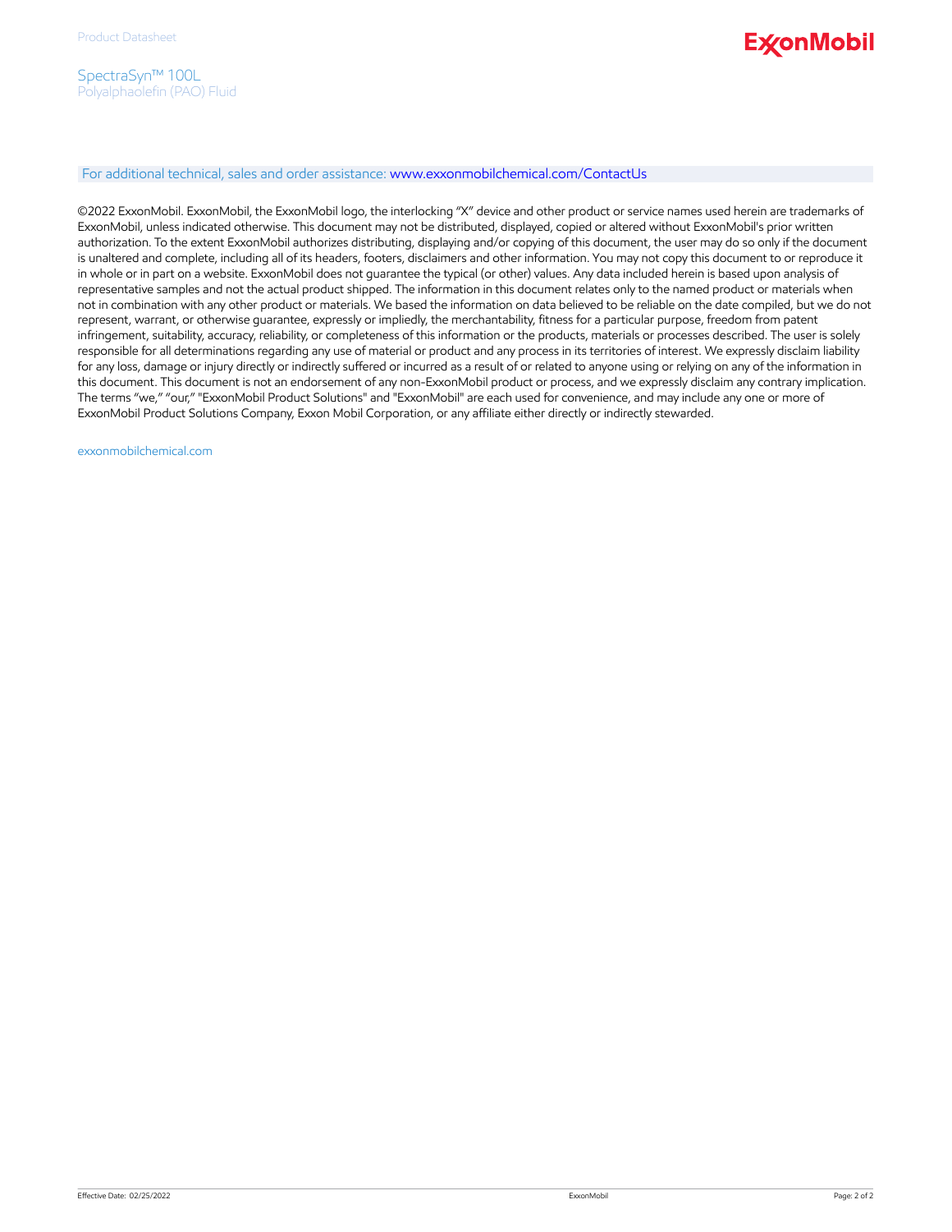For additional technical, sales and order assistance: www.exxonmobilchemical.com/ContactUs

©2022 ExxonMobil. ExxonMobil, the ExxonMobil logo, the interlocking "X" device and other product or service names used herein are trademarks of ExxonMobil, unless indicated otherwise. This document may not be distributed, displayed, copied or altered without ExxonMobil's prior written authorization. To the extent ExxonMobil authorizes distributing, displaying and/or copying of this document, the user may do so only if the document is unaltered and complete, including all of its headers, footers, disclaimers and other information. You may not copy this document to or reproduce it in whole or in part on a website. ExxonMobil does not guarantee the typical (or other) values. Any data included herein is based upon analysis of representative samples and not the actual product shipped. The information in this document relates only to the named product or materials when not in combination with any other product or materials. We based the information on data believed to be reliable on the date compiled, but we do not represent, warrant, or otherwise guarantee, expressly or impliedly, the merchantability, fitness for a particular purpose, freedom from patent infringement, suitability, accuracy, reliability, or completeness of this information or the products, materials or processes described. The user is solely responsible for all determinations regarding any use of material or product and any process in its territories of interest. We expressly disclaim liability for any loss, damage or injury directly or indirectly suffered or incurred as a result of or related to anyone using or relying on any of the information in this document. This document is not an endorsement of any non-ExxonMobil product or process, and we expressly disclaim any contrary implication. The terms "we," "our," "ExxonMobil Product Solutions" and "ExxonMobil" are each used for convenience, and may include any one or more of ExxonMobil Product Solutions Company, Exxon Mobil Corporation, or any affiliate either directly or indirectly stewarded.

exxonmobilchemical.com